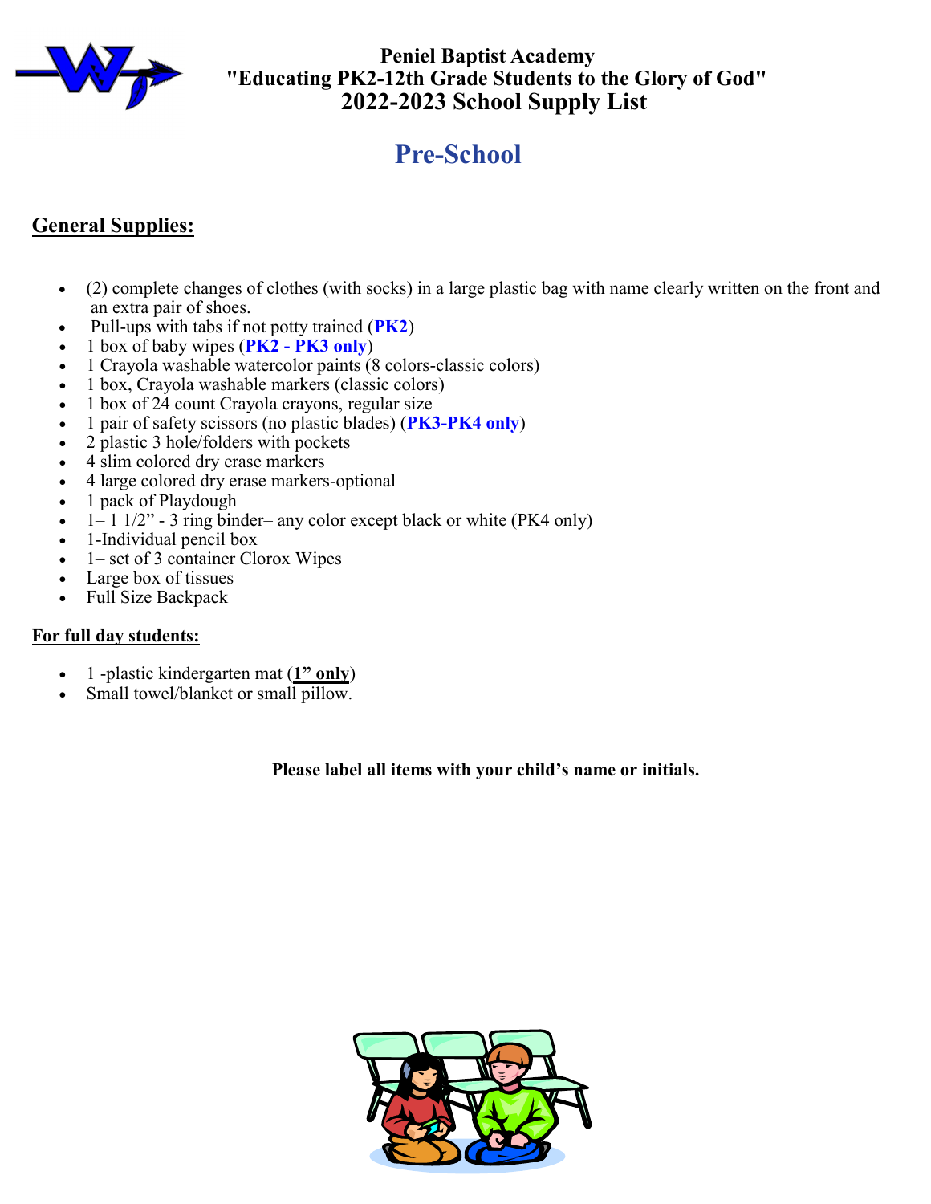**Peniel Baptist Academy**
**"Educating PK2-12th Grade Students to the Glory of God"**
**2022-2023 School Supply List**

# Pre-School

## General Supplies:

- (2) complete changes of clothes (with socks) in a large plastic bag with name clearly written on the front and an extra pair of shoes.
- Pull-ups with tabs if not potty trained (**PK2**)
- 1 box of baby wipes (**PK2 - PK3 only**)
- 1 Crayola washable watercolor paints (8 colors-classic colors)
- 1 box, Crayola washable markers (classic colors)
- 1 box of 24 count Crayola crayons, regular size
- 1 pair of safety scissors (no plastic blades) (**PK3-PK4 only**)
- 2 plastic 3 hole/folders with pockets
- 4 slim colored dry erase markers
- 4 large colored dry erase markers-optional
- 1 pack of Playdough
- 1– 1 1/2" - 3 ring binder– any color except black or white (PK4 only)
- 1-Individual pencil box
- 1– set of 3 container Clorox Wipes
- Large box of tissues
- Full Size Backpack

## For full day students:

- 1 -plastic kindergarten mat (**1" only**)
- Small towel/blanket or small pillow.

**Please label all items with your child's name or initials.**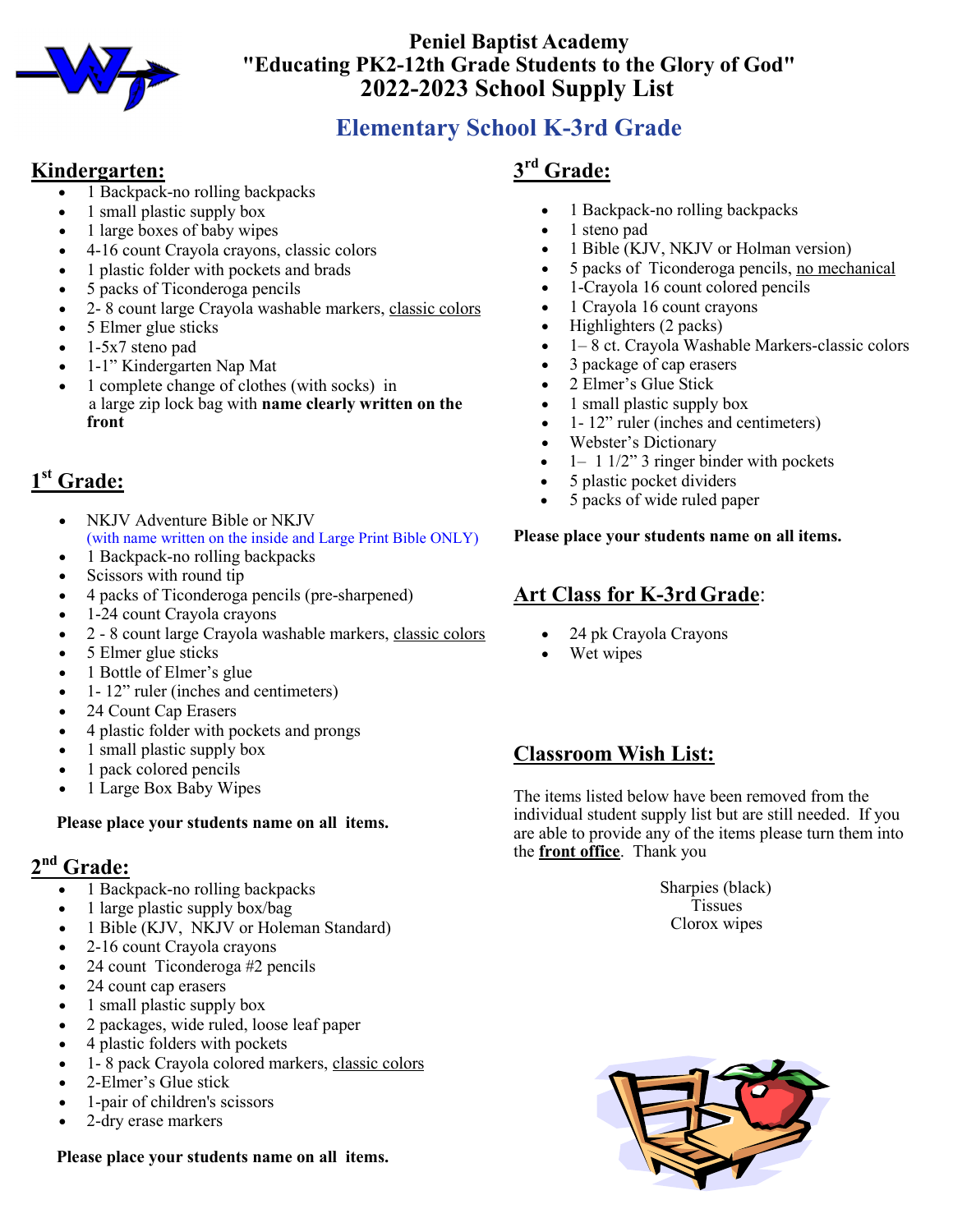# Peniel Baptist Academy
## "Educating PK2-12th Grade Students to the Glory of God"
## 2022-2023 School Supply List

## Elementary School K-3rd Grade

### Kindergarten:

- 1 Backpack-no rolling backpacks
- 1 small plastic supply box
- 1 large boxes of baby wipes
- 4-16 count Crayola crayons, classic colors
- 1 plastic folder with pockets and brads
- 5 packs of Ticonderoga pencils
- 2- 8 count large Crayola washable markers, classic colors
- 5 Elmer glue sticks
- 1-5x7 steno pad
- 1-1" Kindergarten Nap Mat
- 1 complete change of clothes (with socks) in a large zip lock bag with **name clearly written on the front**

### 1st Grade:

- NKJV Adventure Bible or NKJV (with name written on the inside and Large Print Bible ONLY)
- 1 Backpack-no rolling backpacks
- Scissors with round tip
- 4 packs of Ticonderoga pencils (pre-sharpened)
- 1-24 count Crayola crayons
- 2 - 8 count large Crayola washable markers, classic colors
- 5 Elmer glue sticks
- 1 Bottle of Elmer's glue
- 1- 12" ruler (inches and centimeters)
- 24 Count Cap Erasers
- 4 plastic folder with pockets and prongs
- 1 small plastic supply box
- 1 pack colored pencils
- 1 Large Box Baby Wipes

**Please place your students name on all items.**

### 2nd Grade:

- 1 Backpack-no rolling backpacks
- 1 large plastic supply box/bag
- 1 Bible (KJV, NKJV or Holeman Standard)
- 2-16 count Crayola crayons
- 24 count Ticonderoga #2 pencils
- 24 count cap erasers
- 1 small plastic supply box
- 2 packages, wide ruled, loose leaf paper
- 4 plastic folders with pockets
- 1- 8 pack Crayola colored markers, classic colors
- 2-Elmer's Glue stick
- 1-pair of children's scissors
- 2-dry erase markers

**Please place your students name on all items.**

### 3rd Grade:

- 1 Backpack-no rolling backpacks
- 1 steno pad
- 1 Bible (KJV, NKJV or Holman version)
- 5 packs of Ticonderoga pencils, no mechanical
- 1-Crayola 16 count colored pencils
- 1 Crayola 16 count crayons
- Highlighters (2 packs)
- 1– 8 ct. Crayola Washable Markers-classic colors
- 3 package of cap erasers
- 2 Elmer's Glue Stick
- 1 small plastic supply box
- 1- 12" ruler (inches and centimeters)
- Webster's Dictionary
- 1– 1 1/2" 3 ringer binder with pockets
- 5 plastic pocket dividers
- 5 packs of wide ruled paper

**Please place your students name on all items.**

### Art Class for K-3rd Grade:

- 24 pk Crayola Crayons
- Wet wipes

### Classroom Wish List:

The items listed below have been removed from the individual student supply list but are still needed. If you are able to provide any of the items please turn them into the **front office**. Thank you

Sharpies (black)
Tissues
Clorox wipes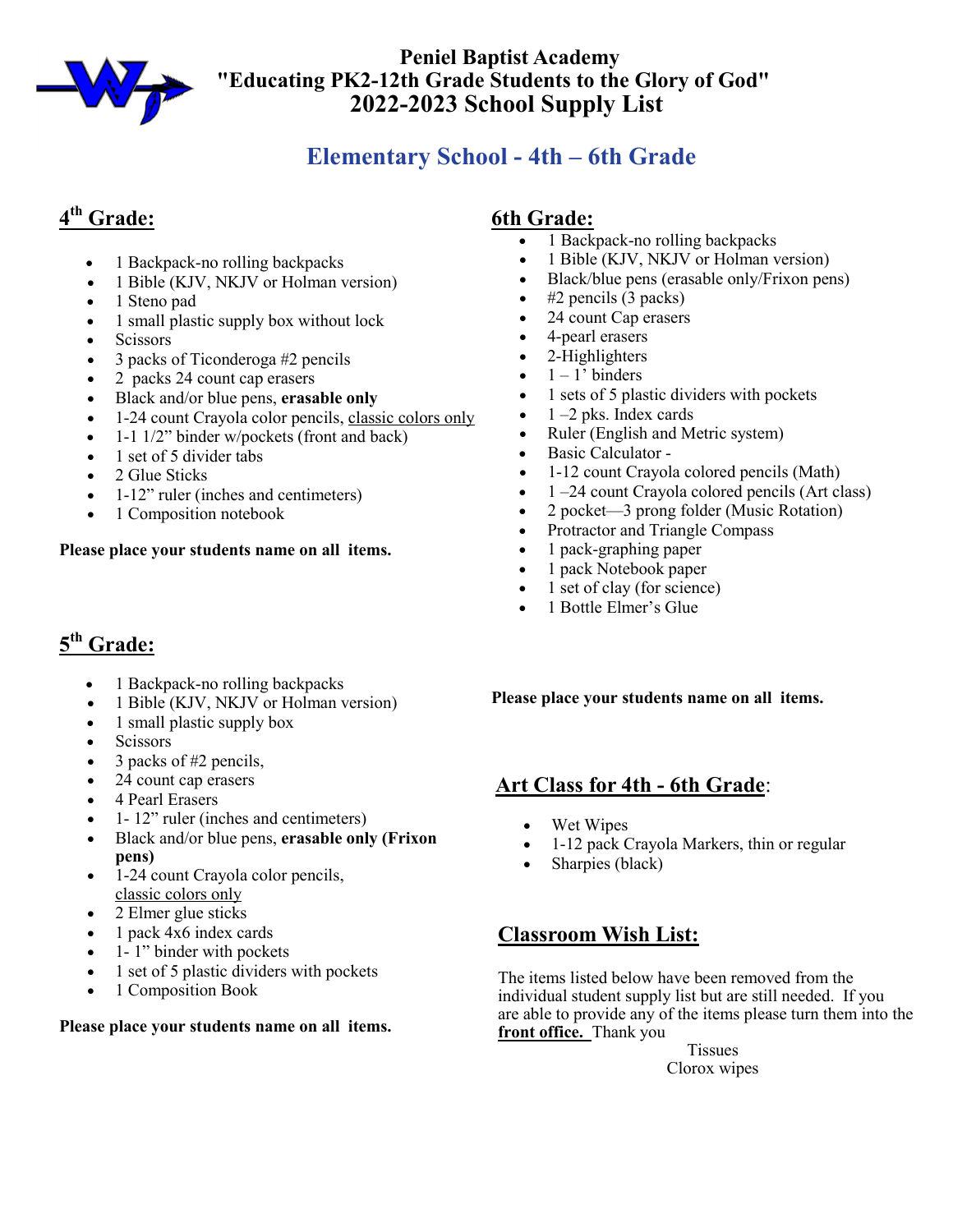# Peniel Baptist Academy

## "Educating PK2-12th Grade Students to the Glory of God"

## 2022-2023 School Supply List

## Elementary School - 4th – 6th Grade

### 4th Grade:

- 1 Backpack-no rolling backpacks
- 1 Bible (KJV, NKJV or Holman version)
- 1 Steno pad
- 1 small plastic supply box without lock
- Scissors
- 3 packs of Ticonderoga #2 pencils
- 2 packs 24 count cap erasers
- Black and/or blue pens, **erasable only**
- 1-24 count Crayola color pencils, classic colors only
- 1-1 1/2" binder w/pockets (front and back)
- 1 set of 5 divider tabs
- 2 Glue Sticks
- 1-12" ruler (inches and centimeters)
- 1 Composition notebook

**Please place your students name on all items.**

### 5th Grade:

- 1 Backpack-no rolling backpacks
- 1 Bible (KJV, NKJV or Holman version)
- 1 small plastic supply box
- Scissors
- 3 packs of #2 pencils,
- 24 count cap erasers
- 4 Pearl Erasers
- 1- 12" ruler (inches and centimeters)
- Black and/or blue pens, **erasable only (Frixon pens)**
- 1-24 count Crayola color pencils, classic colors only
- 2 Elmer glue sticks
- 1 pack 4x6 index cards
- 1- 1" binder with pockets
- 1 set of 5 plastic dividers with pockets
- 1 Composition Book

**Please place your students name on all items.**

### 6th Grade:

- 1 Backpack-no rolling backpacks
- 1 Bible (KJV, NKJV or Holman version)
- Black/blue pens (erasable only/Frixon pens)
- #2 pencils (3 packs)
- 24 count Cap erasers
- 4-pearl erasers
- 2-Highlighters
- 1 – 1' binders
- 1 sets of 5 plastic dividers with pockets
- 1 –2 pks. Index cards
- Ruler (English and Metric system)
- Basic Calculator -
- 1-12 count Crayola colored pencils (Math)
- 1 –24 count Crayola colored pencils (Art class)
- 2 pocket—3 prong folder (Music Rotation)
- Protractor and Triangle Compass
- 1 pack-graphing paper
- 1 pack Notebook paper
- 1 set of clay (for science)
- 1 Bottle Elmer's Glue

**Please place your students name on all items.**

### Art Class for 4th - 6th Grade:

- Wet Wipes
- 1-12 pack Crayola Markers, thin or regular
- Sharpies (black)

### Classroom Wish List:

The items listed below have been removed from the individual student supply list but are still needed. If you are able to provide any of the items please turn them into the **front office.** Thank you

Tissues
Clorox wipes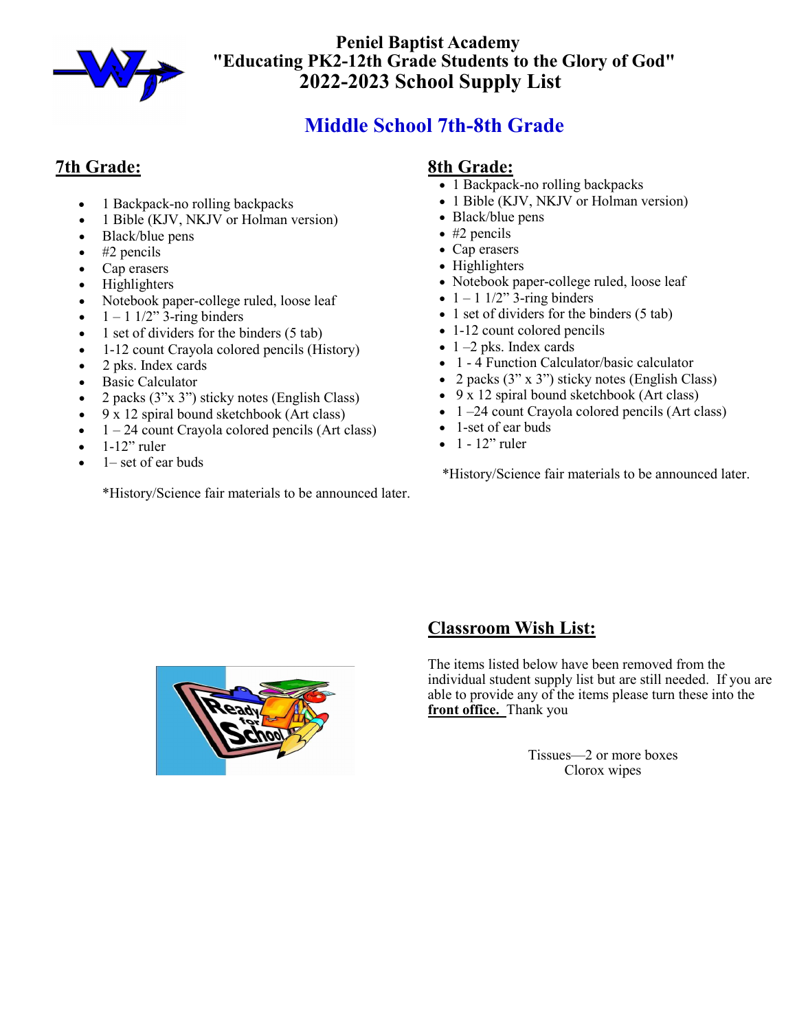# Peniel Baptist Academy

## "Educating PK2-12th Grade Students to the Glory of God"

## 2022-2023 School Supply List

## Middle School 7th-8th Grade

### 7th Grade:

- 1 Backpack-no rolling backpacks
- 1 Bible (KJV, NKJV or Holman version)
- Black/blue pens
- #2 pencils
- Cap erasers
- Highlighters
- Notebook paper-college ruled, loose leaf
- 1 – 1 1/2" 3-ring binders
- 1 set of dividers for the binders (5 tab)
- 1-12 count Crayola colored pencils (History)
- 2 pks. Index cards
- Basic Calculator
- 2 packs (3"x 3") sticky notes (English Class)
- 9 x 12 spiral bound sketchbook (Art class)
- 1 – 24 count Crayola colored pencils (Art class)
- 1-12" ruler
- 1– set of ear buds

*History/Science fair materials to be announced later.

### 8th Grade:

- 1 Backpack-no rolling backpacks
- 1 Bible (KJV, NKJV or Holman version)
- Black/blue pens
- #2 pencils
- Cap erasers
- Highlighters
- Notebook paper-college ruled, loose leaf
- 1 – 1 1/2" 3-ring binders
- 1 set of dividers for the binders (5 tab)
- 1-12 count colored pencils
- 1 –2 pks. Index cards
- 1 - 4 Function Calculator/basic calculator
- 2 packs (3" x 3") sticky notes (English Class)
- 9 x 12 spiral bound sketchbook (Art class)
- 1 –24 count Crayola colored pencils (Art class)
- 1-set of ear buds
- 1 - 12" ruler

*History/Science fair materials to be announced later.

### Classroom Wish List:

The items listed below have been removed from the individual student supply list but are still needed. If you are able to provide any of the items please turn these into the **front office.** Thank you

Tissues—2 or more boxes
Clorox wipes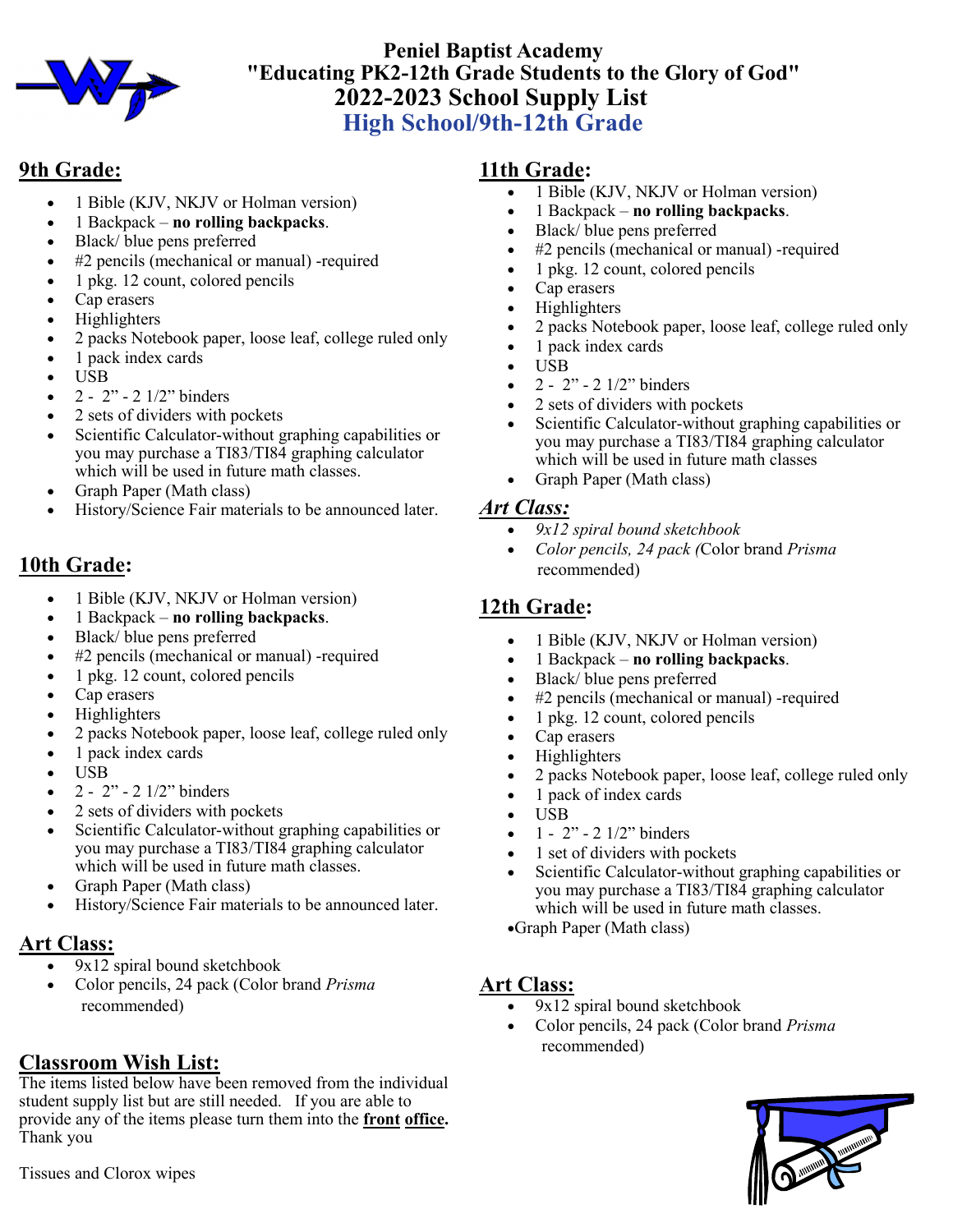# Peniel Baptist Academy

## "Educating PK2-12th Grade Students to the Glory of God"

## 2022-2023 School Supply List

## High School/9th-12th Grade

## 9th Grade:

- 1 Bible (KJV, NKJV or Holman version)
- 1 Backpack – **no rolling backpacks**.
- Black/ blue pens preferred
- #2 pencils (mechanical or manual) -required
- 1 pkg. 12 count, colored pencils
- Cap erasers
- Highlighters
- 2 packs Notebook paper, loose leaf, college ruled only
- 1 pack index cards
- USB
- 2 - 2" - 2 1/2" binders
- 2 sets of dividers with pockets
- Scientific Calculator-without graphing capabilities or you may purchase a TI83/TI84 graphing calculator which will be used in future math classes.
- Graph Paper (Math class)
- History/Science Fair materials to be announced later.

## 10th Grade:

- 1 Bible (KJV, NKJV or Holman version)
- 1 Backpack – **no rolling backpacks**.
- Black/ blue pens preferred
- #2 pencils (mechanical or manual) -required
- 1 pkg. 12 count, colored pencils
- Cap erasers
- Highlighters
- 2 packs Notebook paper, loose leaf, college ruled only
- 1 pack index cards
- USB
- 2 - 2" - 2 1/2" binders
- 2 sets of dividers with pockets
- Scientific Calculator-without graphing capabilities or you may purchase a TI83/TI84 graphing calculator which will be used in future math classes.
- Graph Paper (Math class)
- History/Science Fair materials to be announced later.

## Art Class:

- 9x12 spiral bound sketchbook
- Color pencils, 24 pack (Color brand *Prisma* recommended)

## Classroom Wish List:

The items listed below have been removed from the individual student supply list but are still needed. If you are able to provide any of the items please turn them into the **front office.** Thank you

Tissues and Clorox wipes

## 11th Grade:

- 1 Bible (KJV, NKJV or Holman version)
- 1 Backpack – **no rolling backpacks**.
- Black/ blue pens preferred
- #2 pencils (mechanical or manual) -required
- 1 pkg. 12 count, colored pencils
- Cap erasers
- Highlighters
- 2 packs Notebook paper, loose leaf, college ruled only
- 1 pack index cards
- USB
- 2 - 2" - 2 1/2" binders
- 2 sets of dividers with pockets
- Scientific Calculator-without graphing capabilities or you may purchase a TI83/TI84 graphing calculator which will be used in future math classes
- Graph Paper (Math class)

## *Art Class:*

- *9x12 spiral bound sketchbook*
- *Color pencils, 24 pack (*Color brand *Prisma* recommended)

## 12th Grade:

- 1 Bible (KJV, NKJV or Holman version)
- 1 Backpack – **no rolling backpacks**.
- Black/ blue pens preferred
- #2 pencils (mechanical or manual) -required
- 1 pkg. 12 count, colored pencils
- Cap erasers
- Highlighters
- 2 packs Notebook paper, loose leaf, college ruled only
- 1 pack of index cards
- USB
- 1 - 2" - 2 1/2" binders
- 1 set of dividers with pockets
- Scientific Calculator-without graphing capabilities or you may purchase a TI83/TI84 graphing calculator which will be used in future math classes.
- Graph Paper (Math class)

## Art Class:

- 9x12 spiral bound sketchbook
- Color pencils, 24 pack (Color brand *Prisma* recommended)